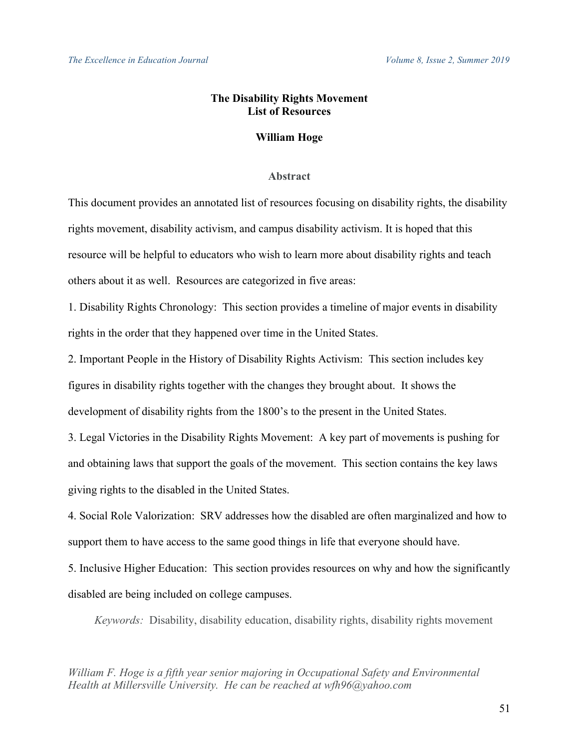# The Disability Rights Movement
# List of Resources

**William Hoge**

## Abstract

This document provides an annotated list of resources focusing on disability rights, the disability rights movement, disability activism, and campus disability activism. It is hoped that this resource will be helpful to educators who wish to learn more about disability rights and teach others about it as well. Resources are categorized in five areas:

1. Disability Rights Chronology: This section provides a timeline of major events in disability rights in the order that they happened over time in the United States.
2. Important People in the History of Disability Rights Activism: This section includes key figures in disability rights together with the changes they brought about. It shows the development of disability rights from the 1800's to the present in the United States.
3. Legal Victories in the Disability Rights Movement: A key part of movements is pushing for and obtaining laws that support the goals of the movement. This section contains the key laws giving rights to the disabled in the United States.
4. Social Role Valorization: SRV addresses how the disabled are often marginalized and how to support them to have access to the same good things in life that everyone should have.
5. Inclusive Higher Education: This section provides resources on why and how the significantly disabled are being included on college campuses.

*Keywords:* Disability, disability education, disability rights, disability rights movement

*William F. Hoge is a fifth year senior majoring in Occupational Safety and Environmental Health at Millersville University. He can be reached at wfh96@yahoo.com*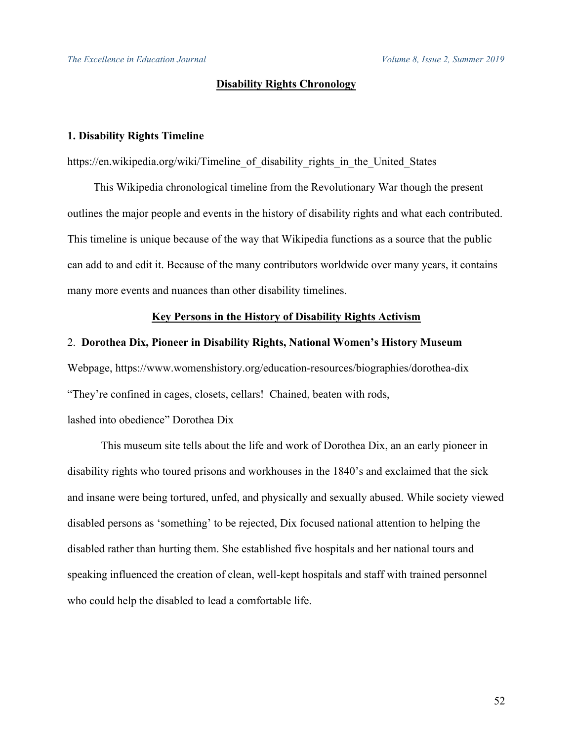## Disability Rights Chronology

### 1. Disability Rights Timeline

https://en.wikipedia.org/wiki/Timeline_of_disability_rights_in_the_United_States

This Wikipedia chronological timeline from the Revolutionary War though the present outlines the major people and events in the history of disability rights and what each contributed. This timeline is unique because of the way that Wikipedia functions as a source that the public can add to and edit it. Because of the many contributors worldwide over many years, it contains many more events and nuances than other disability timelines.

## Key Persons in the History of Disability Rights Activism

2. **Dorothea Dix, Pioneer in Disability Rights, National Women's History Museum**

Webpage, https://www.womenshistory.org/education-resources/biographies/dorothea-dix

"They're confined in cages, closets, cellars! Chained, beaten with rods,
lashed into obedience" Dorothea Dix

This museum site tells about the life and work of Dorothea Dix, an an early pioneer in disability rights who toured prisons and workhouses in the 1840's and exclaimed that the sick and insane were being tortured, unfed, and physically and sexually abused. While society viewed disabled persons as 'something' to be rejected, Dix focused national attention to helping the disabled rather than hurting them. She established five hospitals and her national tours and speaking influenced the creation of clean, well-kept hospitals and staff with trained personnel who could help the disabled to lead a comfortable life.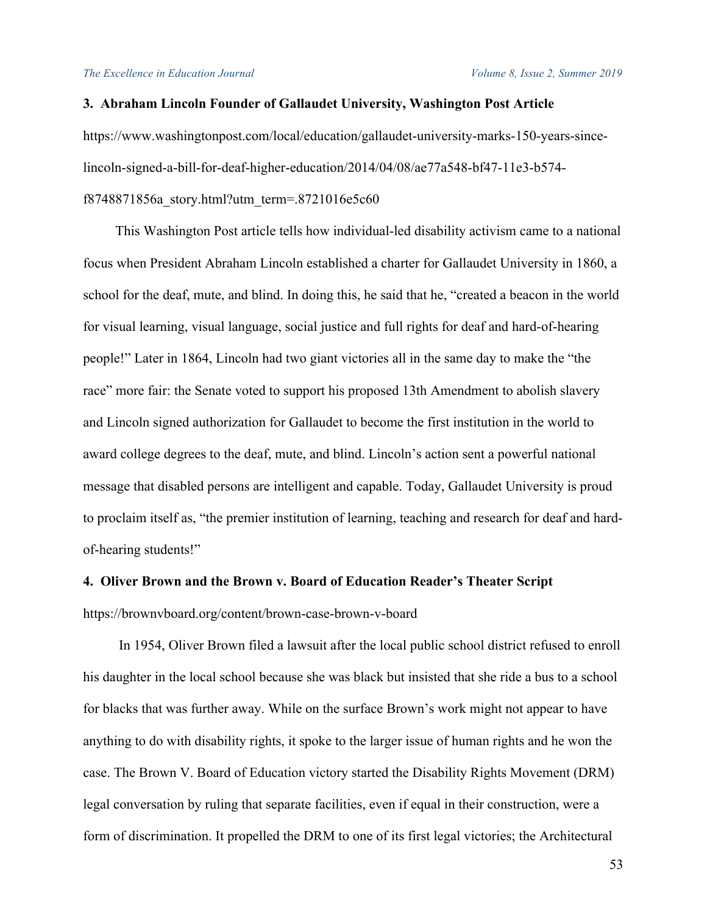**3. Abraham Lincoln Founder of Gallaudet University, Washington Post Article**

https://www.washingtonpost.com/local/education/gallaudet-university-marks-150-years-since-lincoln-signed-a-bill-for-deaf-higher-education/2014/04/08/ae77a548-bf47-11e3-b574-f8748871856a_story.html?utm_term=.8721016e5c60

This Washington Post article tells how individual-led disability activism came to a national focus when President Abraham Lincoln established a charter for Gallaudet University in 1860, a school for the deaf, mute, and blind. In doing this, he said that he, "created a beacon in the world for visual learning, visual language, social justice and full rights for deaf and hard-of-hearing people!" Later in 1864, Lincoln had two giant victories all in the same day to make the "the race" more fair: the Senate voted to support his proposed 13th Amendment to abolish slavery and Lincoln signed authorization for Gallaudet to become the first institution in the world to award college degrees to the deaf, mute, and blind. Lincoln's action sent a powerful national message that disabled persons are intelligent and capable. Today, Gallaudet University is proud to proclaim itself as, "the premier institution of learning, teaching and research for deaf and hard-of-hearing students!"

**4. Oliver Brown and the Brown v. Board of Education Reader's Theater Script**

https://brownvboard.org/content/brown-case-brown-v-board

In 1954, Oliver Brown filed a lawsuit after the local public school district refused to enroll his daughter in the local school because she was black but insisted that she ride a bus to a school for blacks that was further away. While on the surface Brown's work might not appear to have anything to do with disability rights, it spoke to the larger issue of human rights and he won the case. The Brown V. Board of Education victory started the Disability Rights Movement (DRM) legal conversation by ruling that separate facilities, even if equal in their construction, were a form of discrimination. It propelled the DRM to one of its first legal victories; the Architectural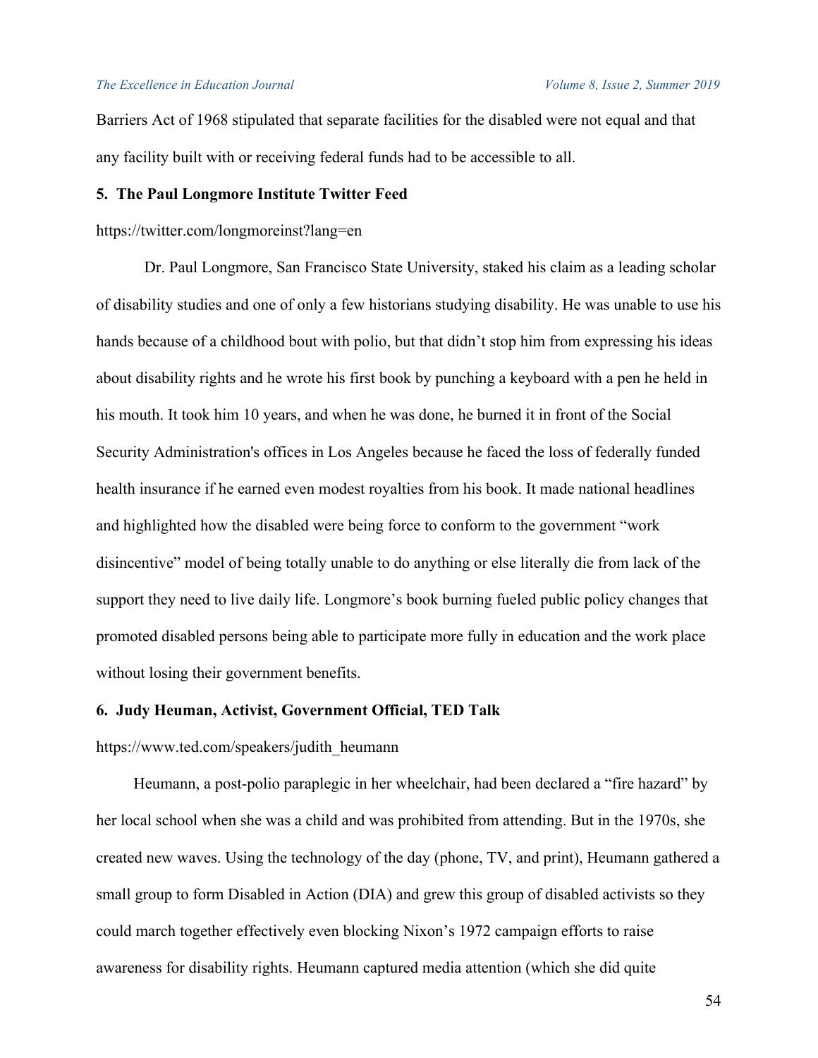Barriers Act of 1968 stipulated that separate facilities for the disabled were not equal and that any facility built with or receiving federal funds had to be accessible to all.

**5. The Paul Longmore Institute Twitter Feed**

https://twitter.com/longmoreinst?lang=en

Dr. Paul Longmore, San Francisco State University, staked his claim as a leading scholar of disability studies and one of only a few historians studying disability. He was unable to use his hands because of a childhood bout with polio, but that didn't stop him from expressing his ideas about disability rights and he wrote his first book by punching a keyboard with a pen he held in his mouth. It took him 10 years, and when he was done, he burned it in front of the Social Security Administration's offices in Los Angeles because he faced the loss of federally funded health insurance if he earned even modest royalties from his book. It made national headlines and highlighted how the disabled were being force to conform to the government "work disincentive" model of being totally unable to do anything or else literally die from lack of the support they need to live daily life. Longmore's book burning fueled public policy changes that promoted disabled persons being able to participate more fully in education and the work place without losing their government benefits.

**6. Judy Heuman, Activist, Government Official, TED Talk**

https://www.ted.com/speakers/judith_heumann

Heumann, a post-polio paraplegic in her wheelchair, had been declared a "fire hazard" by her local school when she was a child and was prohibited from attending. But in the 1970s, she created new waves. Using the technology of the day (phone, TV, and print), Heumann gathered a small group to form Disabled in Action (DIA) and grew this group of disabled activists so they could march together effectively even blocking Nixon's 1972 campaign efforts to raise awareness for disability rights. Heumann captured media attention (which she did quite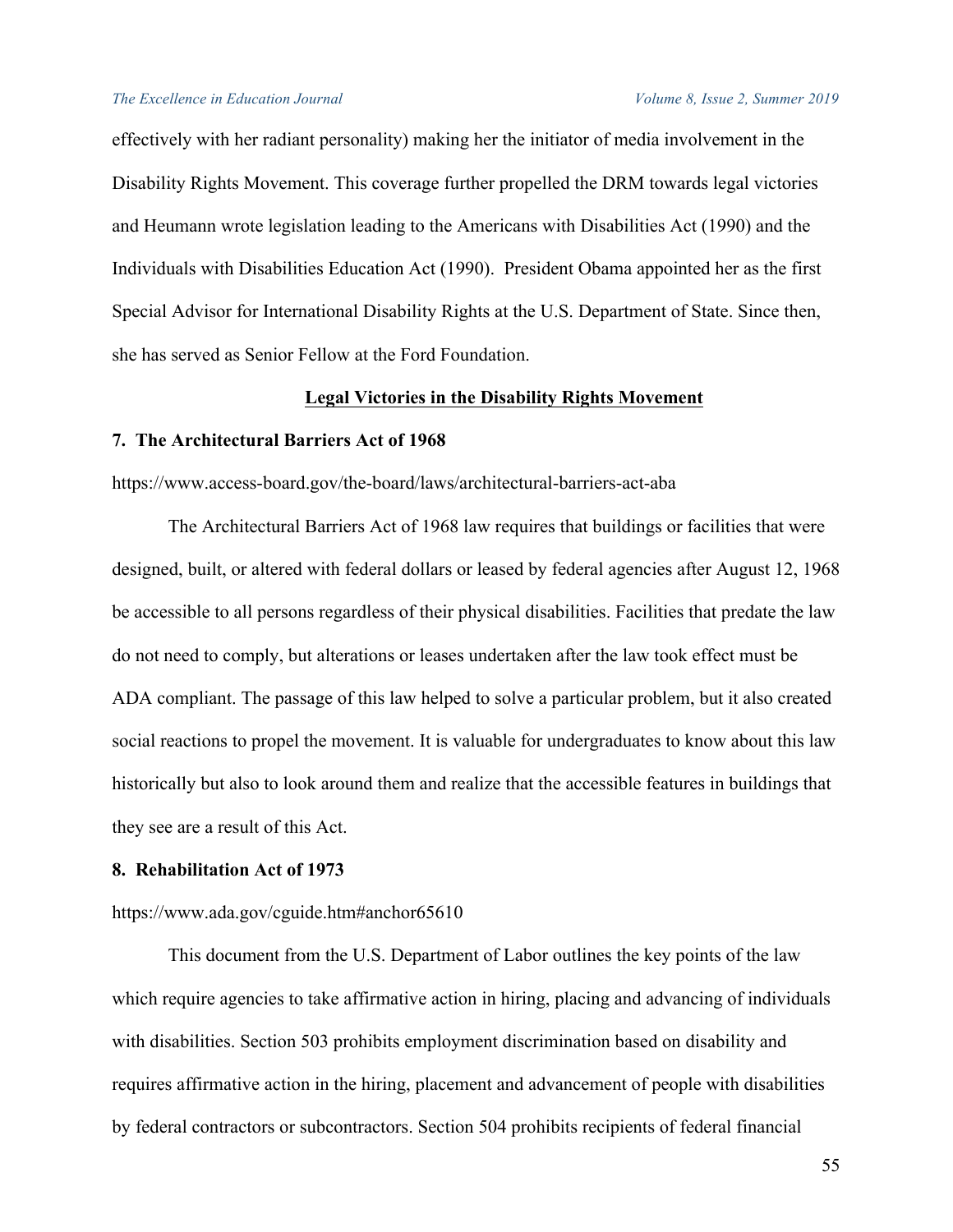effectively with her radiant personality) making her the initiator of media involvement in the Disability Rights Movement. This coverage further propelled the DRM towards legal victories and Heumann wrote legislation leading to the Americans with Disabilities Act (1990) and the Individuals with Disabilities Education Act (1990). President Obama appointed her as the first Special Advisor for International Disability Rights at the U.S. Department of State. Since then, she has served as Senior Fellow at the Ford Foundation.

## Legal Victories in the Disability Rights Movement

### 7. The Architectural Barriers Act of 1968

https://www.access-board.gov/the-board/laws/architectural-barriers-act-aba

The Architectural Barriers Act of 1968 law requires that buildings or facilities that were designed, built, or altered with federal dollars or leased by federal agencies after August 12, 1968 be accessible to all persons regardless of their physical disabilities. Facilities that predate the law do not need to comply, but alterations or leases undertaken after the law took effect must be ADA compliant. The passage of this law helped to solve a particular problem, but it also created social reactions to propel the movement. It is valuable for undergraduates to know about this law historically but also to look around them and realize that the accessible features in buildings that they see are a result of this Act.

### 8. Rehabilitation Act of 1973

https://www.ada.gov/cguide.htm#anchor65610

This document from the U.S. Department of Labor outlines the key points of the law which require agencies to take affirmative action in hiring, placing and advancing of individuals with disabilities. Section 503 prohibits employment discrimination based on disability and requires affirmative action in the hiring, placement and advancement of people with disabilities by federal contractors or subcontractors. Section 504 prohibits recipients of federal financial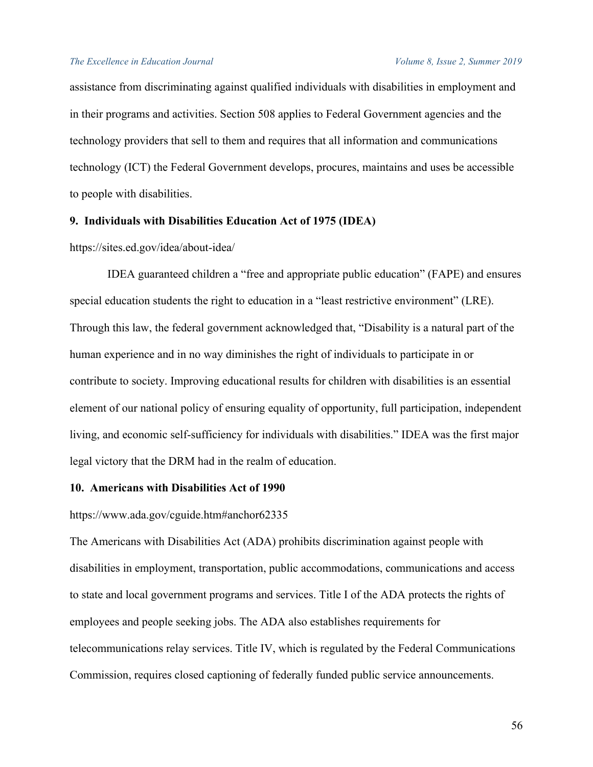assistance from discriminating against qualified individuals with disabilities in employment and in their programs and activities. Section 508 applies to Federal Government agencies and the technology providers that sell to them and requires that all information and communications technology (ICT) the Federal Government develops, procures, maintains and uses be accessible to people with disabilities.

**9. Individuals with Disabilities Education Act of 1975 (IDEA)**

https://sites.ed.gov/idea/about-idea/

IDEA guaranteed children a "free and appropriate public education" (FAPE) and ensures special education students the right to education in a "least restrictive environment" (LRE). Through this law, the federal government acknowledged that, "Disability is a natural part of the human experience and in no way diminishes the right of individuals to participate in or contribute to society. Improving educational results for children with disabilities is an essential element of our national policy of ensuring equality of opportunity, full participation, independent living, and economic self-sufficiency for individuals with disabilities." IDEA was the first major legal victory that the DRM had in the realm of education.

**10. Americans with Disabilities Act of 1990**

https://www.ada.gov/cguide.htm#anchor62335

The Americans with Disabilities Act (ADA) prohibits discrimination against people with disabilities in employment, transportation, public accommodations, communications and access to state and local government programs and services. Title I of the ADA protects the rights of employees and people seeking jobs. The ADA also establishes requirements for telecommunications relay services. Title IV, which is regulated by the Federal Communications Commission, requires closed captioning of federally funded public service announcements.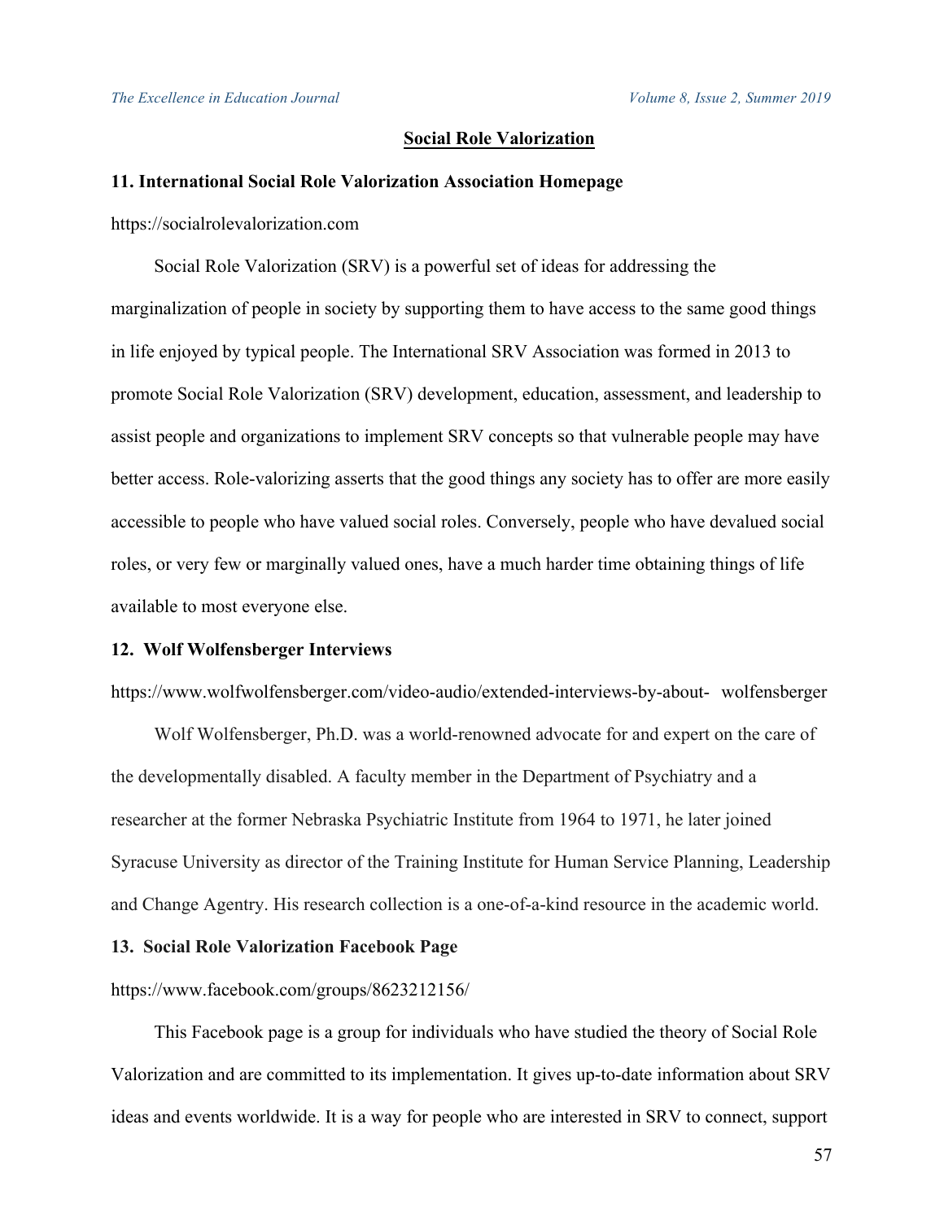## Social Role Valorization

**11. International Social Role Valorization Association Homepage**

https://socialrolevalorization.com

Social Role Valorization (SRV) is a powerful set of ideas for addressing the marginalization of people in society by supporting them to have access to the same good things in life enjoyed by typical people. The International SRV Association was formed in 2013 to promote Social Role Valorization (SRV) development, education, assessment, and leadership to assist people and organizations to implement SRV concepts so that vulnerable people may have better access. Role-valorizing asserts that the good things any society has to offer are more easily accessible to people who have valued social roles. Conversely, people who have devalued social roles, or very few or marginally valued ones, have a much harder time obtaining things of life available to most everyone else.

**12. Wolf Wolfensberger Interviews**

https://www.wolfwolfensberger.com/video-audio/extended-interviews-by-about- wolfensberger

Wolf Wolfensberger, Ph.D. was a world-renowned advocate for and expert on the care of the developmentally disabled. A faculty member in the Department of Psychiatry and a researcher at the former Nebraska Psychiatric Institute from 1964 to 1971, he later joined Syracuse University as director of the Training Institute for Human Service Planning, Leadership and Change Agentry. His research collection is a one-of-a-kind resource in the academic world.

**13. Social Role Valorization Facebook Page**

https://www.facebook.com/groups/8623212156/

This Facebook page is a group for individuals who have studied the theory of Social Role Valorization and are committed to its implementation. It gives up-to-date information about SRV ideas and events worldwide. It is a way for people who are interested in SRV to connect, support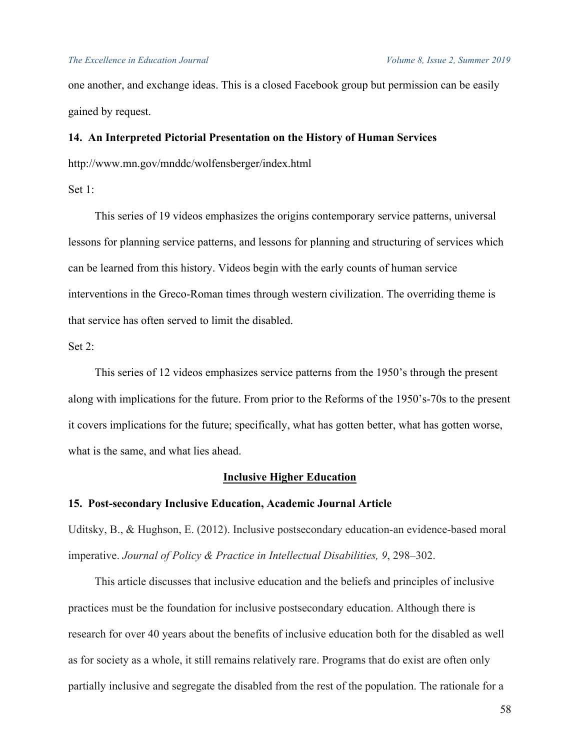one another, and exchange ideas. This is a closed Facebook group but permission can be easily gained by request.

**14. An Interpreted Pictorial Presentation on the History of Human Services**

http://www.mn.gov/mnddc/wolfensberger/index.html

Set 1:

This series of 19 videos emphasizes the origins contemporary service patterns, universal lessons for planning service patterns, and lessons for planning and structuring of services which can be learned from this history. Videos begin with the early counts of human service interventions in the Greco-Roman times through western civilization. The overriding theme is that service has often served to limit the disabled.

Set 2:

This series of 12 videos emphasizes service patterns from the 1950's through the present along with implications for the future. From prior to the Reforms of the 1950's-70s to the present it covers implications for the future; specifically, what has gotten better, what has gotten worse, what is the same, and what lies ahead.

## <u>Inclusive Higher Education</u>

**15. Post-secondary Inclusive Education, Academic Journal Article**

Uditsky, B., & Hughson, E. (2012). Inclusive postsecondary education-an evidence-based moral imperative. *Journal of Policy & Practice in Intellectual Disabilities, 9*, 298–302.

This article discusses that inclusive education and the beliefs and principles of inclusive practices must be the foundation for inclusive postsecondary education. Although there is research for over 40 years about the benefits of inclusive education both for the disabled as well as for society as a whole, it still remains relatively rare. Programs that do exist are often only partially inclusive and segregate the disabled from the rest of the population. The rationale for a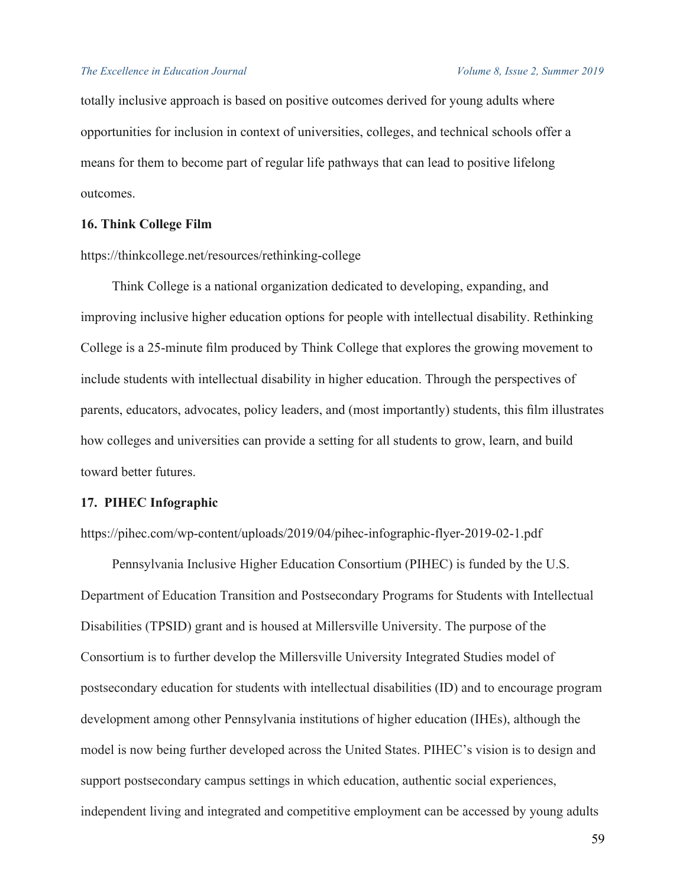totally inclusive approach is based on positive outcomes derived for young adults where opportunities for inclusion in context of universities, colleges, and technical schools offer a means for them to become part of regular life pathways that can lead to positive lifelong outcomes.

### 16. Think College Film

https://thinkcollege.net/resources/rethinking-college

Think College is a national organization dedicated to developing, expanding, and improving inclusive higher education options for people with intellectual disability. Rethinking College is a 25-minute film produced by Think College that explores the growing movement to include students with intellectual disability in higher education. Through the perspectives of parents, educators, advocates, policy leaders, and (most importantly) students, this film illustrates how colleges and universities can provide a setting for all students to grow, learn, and build toward better futures.

### 17. PIHEC Infographic

https://pihec.com/wp-content/uploads/2019/04/pihec-infographic-flyer-2019-02-1.pdf

Pennsylvania Inclusive Higher Education Consortium (PIHEC) is funded by the U.S. Department of Education Transition and Postsecondary Programs for Students with Intellectual Disabilities (TPSID) grant and is housed at Millersville University. The purpose of the Consortium is to further develop the Millersville University Integrated Studies model of postsecondary education for students with intellectual disabilities (ID) and to encourage program development among other Pennsylvania institutions of higher education (IHEs), although the model is now being further developed across the United States. PIHEC's vision is to design and support postsecondary campus settings in which education, authentic social experiences, independent living and integrated and competitive employment can be accessed by young adults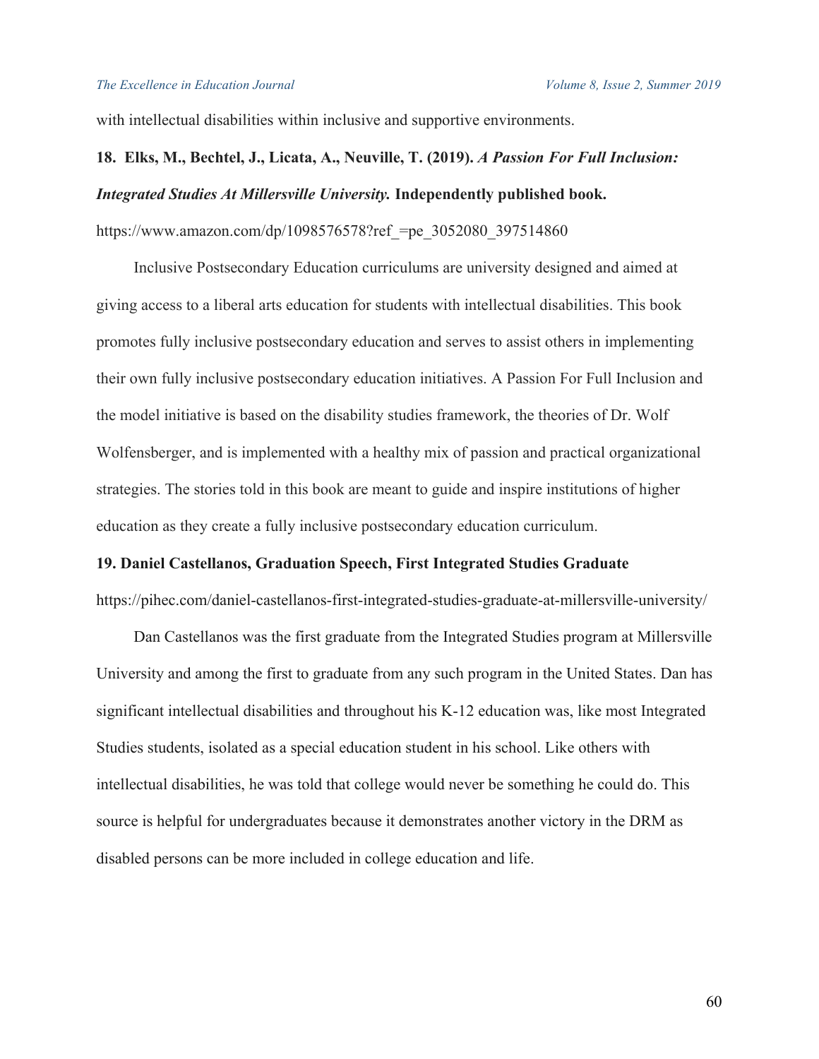with intellectual disabilities within inclusive and supportive environments.

**18. Elks, M., Bechtel, J., Licata, A., Neuville, T. (2019).** ***A Passion For Full Inclusion: Integrated Studies At Millersville University.*** **Independently published book.**

https://www.amazon.com/dp/1098576578?ref_=pe_3052080_397514860

Inclusive Postsecondary Education curriculums are university designed and aimed at giving access to a liberal arts education for students with intellectual disabilities. This book promotes fully inclusive postsecondary education and serves to assist others in implementing their own fully inclusive postsecondary education initiatives. A Passion For Full Inclusion and the model initiative is based on the disability studies framework, the theories of Dr. Wolf Wolfensberger, and is implemented with a healthy mix of passion and practical organizational strategies. The stories told in this book are meant to guide and inspire institutions of higher education as they create a fully inclusive postsecondary education curriculum.

**19. Daniel Castellanos, Graduation Speech, First Integrated Studies Graduate**

https://pihec.com/daniel-castellanos-first-integrated-studies-graduate-at-millersville-university/

Dan Castellanos was the first graduate from the Integrated Studies program at Millersville University and among the first to graduate from any such program in the United States. Dan has significant intellectual disabilities and throughout his K-12 education was, like most Integrated Studies students, isolated as a special education student in his school. Like others with intellectual disabilities, he was told that college would never be something he could do. This source is helpful for undergraduates because it demonstrates another victory in the DRM as disabled persons can be more included in college education and life.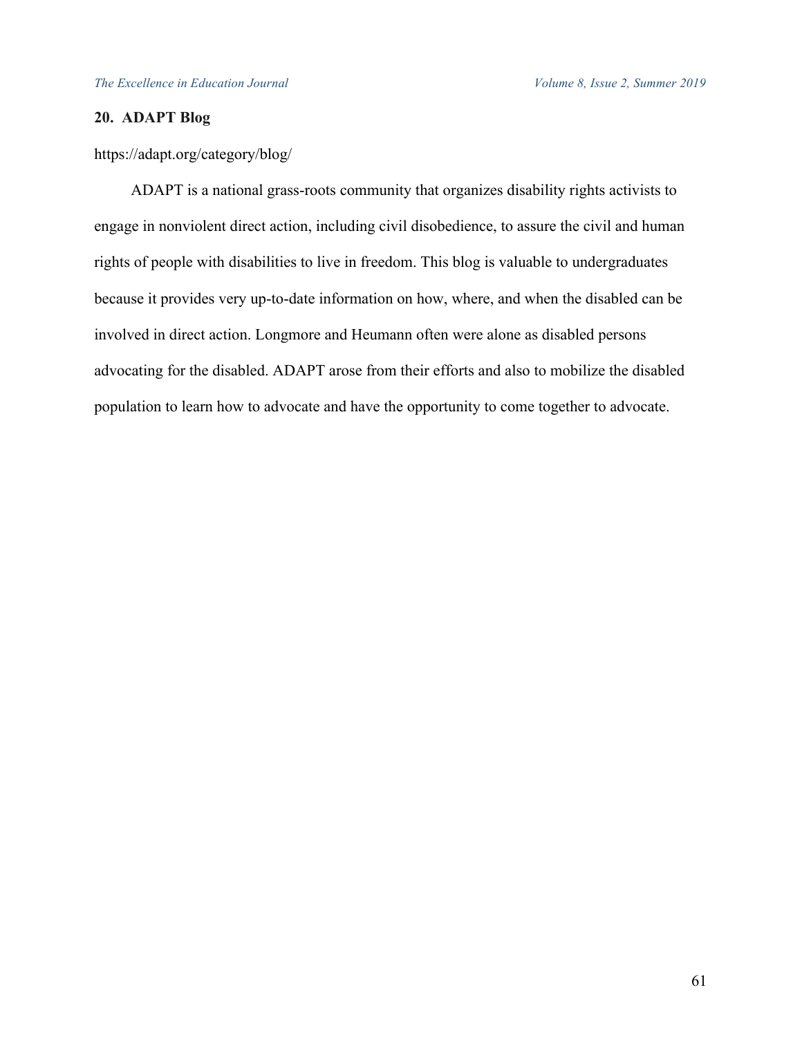**20. ADAPT Blog**

https://adapt.org/category/blog/

ADAPT is a national grass-roots community that organizes disability rights activists to engage in nonviolent direct action, including civil disobedience, to assure the civil and human rights of people with disabilities to live in freedom. This blog is valuable to undergraduates because it provides very up-to-date information on how, where, and when the disabled can be involved in direct action. Longmore and Heumann often were alone as disabled persons advocating for the disabled. ADAPT arose from their efforts and also to mobilize the disabled population to learn how to advocate and have the opportunity to come together to advocate.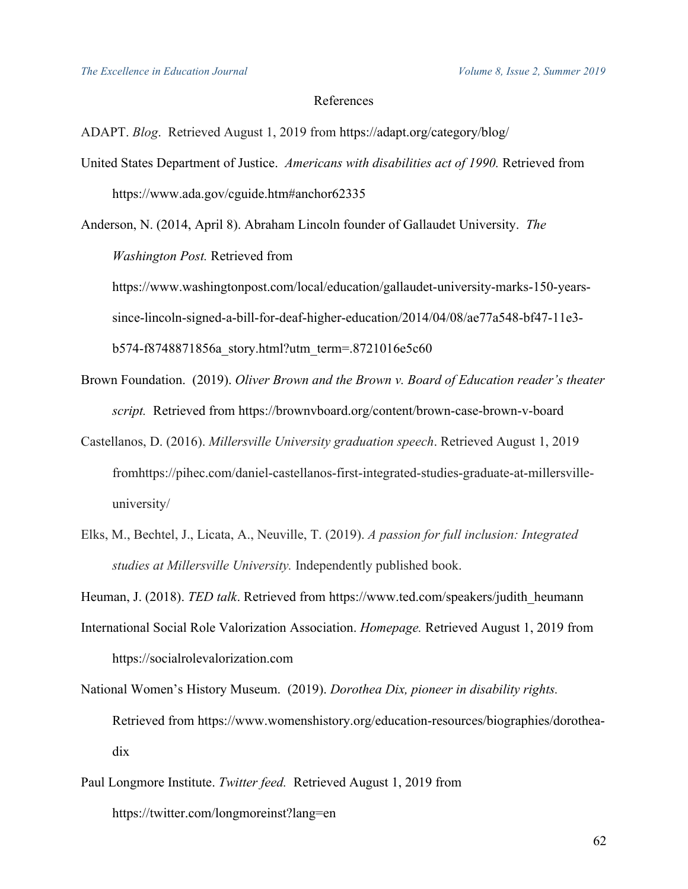## References

ADAPT. *Blog*. Retrieved August 1, 2019 from https://adapt.org/category/blog/

United States Department of Justice. *Americans with disabilities act of 1990.* Retrieved from https://www.ada.gov/cguide.htm#anchor62335

Anderson, N. (2014, April 8). Abraham Lincoln founder of Gallaudet University. *The Washington Post.* Retrieved from https://www.washingtonpost.com/local/education/gallaudet-university-marks-150-years-since-lincoln-signed-a-bill-for-deaf-higher-education/2014/04/08/ae77a548-bf47-11e3-b574-f8748871856a_story.html?utm_term=.8721016e5c60

Brown Foundation. (2019). *Oliver Brown and the Brown v. Board of Education reader's theater script.* Retrieved from https://brownvboard.org/content/brown-case-brown-v-board

Castellanos, D. (2016). *Millersville University graduation speech*. Retrieved August 1, 2019 fromhttps://pihec.com/daniel-castellanos-first-integrated-studies-graduate-at-millersville-university/

Elks, M., Bechtel, J., Licata, A., Neuville, T. (2019). *A passion for full inclusion: Integrated studies at Millersville University.* Independently published book.

Heuman, J. (2018). *TED talk*. Retrieved from https://www.ted.com/speakers/judith_heumann

International Social Role Valorization Association. *Homepage.* Retrieved August 1, 2019 from https://socialrolevalorization.com

National Women's History Museum. (2019). *Dorothea Dix, pioneer in disability rights.* Retrieved from https://www.womenshistory.org/education-resources/biographies/dorothea-dix

Paul Longmore Institute. *Twitter feed.* Retrieved August 1, 2019 from https://twitter.com/longmoreinst?lang=en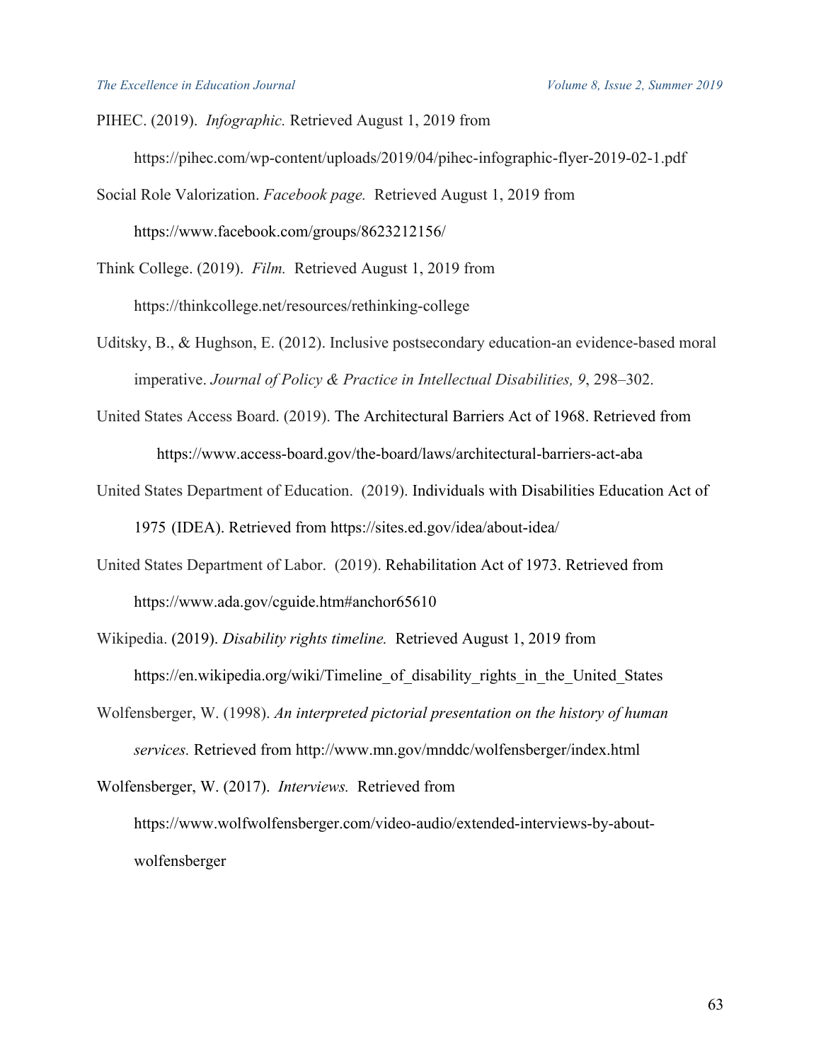PIHEC. (2019). *Infographic.* Retrieved August 1, 2019 from https://pihec.com/wp-content/uploads/2019/04/pihec-infographic-flyer-2019-02-1.pdf

Social Role Valorization. *Facebook page.* Retrieved August 1, 2019 from https://www.facebook.com/groups/8623212156/

Think College. (2019). *Film.* Retrieved August 1, 2019 from https://thinkcollege.net/resources/rethinking-college

Uditsky, B., & Hughson, E. (2012). Inclusive postsecondary education-an evidence-based moral imperative. *Journal of Policy & Practice in Intellectual Disabilities, 9*, 298–302.

United States Access Board. (2019). The Architectural Barriers Act of 1968. Retrieved from https://www.access-board.gov/the-board/laws/architectural-barriers-act-aba

United States Department of Education. (2019). Individuals with Disabilities Education Act of 1975 (IDEA). Retrieved from https://sites.ed.gov/idea/about-idea/

United States Department of Labor. (2019). Rehabilitation Act of 1973. Retrieved from https://www.ada.gov/cguide.htm#anchor65610

Wikipedia. (2019). *Disability rights timeline.* Retrieved August 1, 2019 from https://en.wikipedia.org/wiki/Timeline_of_disability_rights_in_the_United_States

Wolfensberger, W. (1998). *An interpreted pictorial presentation on the history of human services.* Retrieved from http://www.mn.gov/mnddc/wolfensberger/index.html

Wolfensberger, W. (2017). *Interviews.* Retrieved from https://www.wolfwolfensberger.com/video-audio/extended-interviews-by-about-wolfensberger